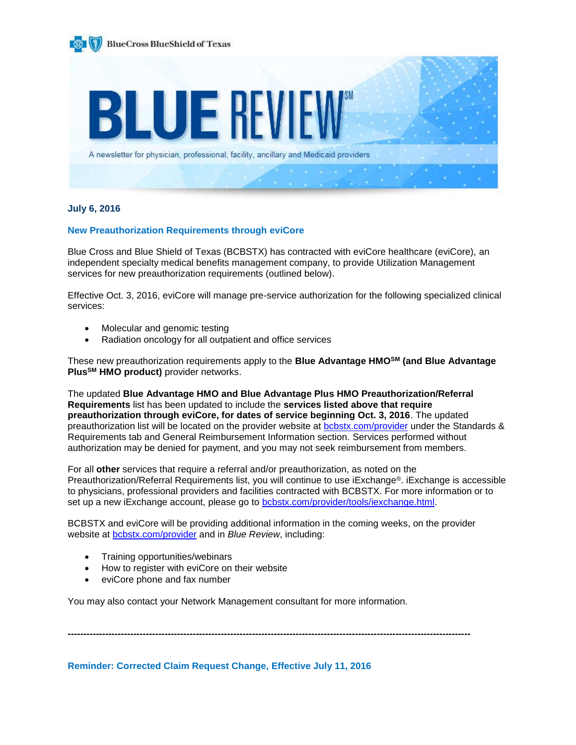BlueCross BlueShield of Texas

# BLUE REVIEW[SM]

A newsletter for physician, professional, facility, ancillary and Medicaid providers

**July 6, 2016**

## New Preauthorization Requirements through eviCore

Blue Cross and Blue Shield of Texas (BCBSTX) has contracted with eviCore healthcare (eviCore), an independent specialty medical benefits management company, to provide Utilization Management services for new preauthorization requirements (outlined below).

Effective Oct. 3, 2016, eviCore will manage pre-service authorization for the following specialized clinical services:

- Molecular and genomic testing
- Radiation oncology for all outpatient and office services

These new preauthorization requirements apply to the **Blue Advantage HMO[SM] (and Blue Advantage Plus[SM] HMO product)** provider networks.

The updated **Blue Advantage HMO and Blue Advantage Plus HMO Preauthorization/Referral Requirements** list has been updated to include the **services listed above that require preauthorization through eviCore, for dates of service beginning Oct. 3, 2016**. The updated preauthorization list will be located on the provider website at bcbstx.com/provider under the Standards & Requirements tab and General Reimbursement Information section. Services performed without authorization may be denied for payment, and you may not seek reimbursement from members.

For all **other** services that require a referral and/or preauthorization, as noted on the Preauthorization/Referral Requirements list, you will continue to use iExchange®. iExchange is accessible to physicians, professional providers and facilities contracted with BCBSTX. For more information or to set up a new iExchange account, please go to bcbstx.com/provider/tools/iexchange.html.

BCBSTX and eviCore will be providing additional information in the coming weeks, on the provider website at bcbstx.com/provider and in *Blue Review*, including:

- Training opportunities/webinars
- How to register with eviCore on their website
- eviCore phone and fax number

You may also contact your Network Management consultant for more information.

---

## Reminder: Corrected Claim Request Change, Effective July 11, 2016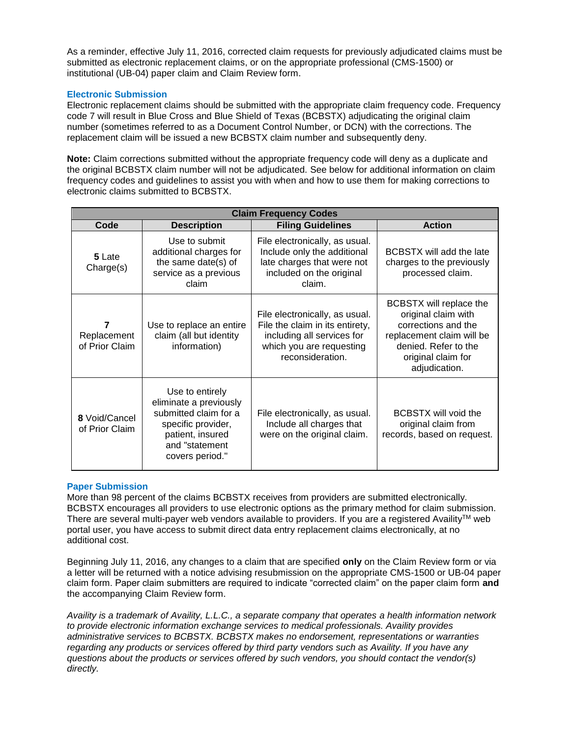As a reminder, effective July 11, 2016, corrected claim requests for previously adjudicated claims must be submitted as electronic replacement claims, or on the appropriate professional (CMS-1500) or institutional (UB-04) paper claim and Claim Review form.

### Electronic Submission

Electronic replacement claims should be submitted with the appropriate claim frequency code. Frequency code 7 will result in Blue Cross and Blue Shield of Texas (BCBSTX) adjudicating the original claim number (sometimes referred to as a Document Control Number, or DCN) with the corrections. The replacement claim will be issued a new BCBSTX claim number and subsequently deny.

**Note:** Claim corrections submitted without the appropriate frequency code will deny as a duplicate and the original BCBSTX claim number will not be adjudicated. See below for additional information on claim frequency codes and guidelines to assist you with when and how to use them for making corrections to electronic claims submitted to BCBSTX.

| **Claim Frequency Codes** | | | |
|---|---|---|---|
| **Code** | **Description** | **Filing Guidelines** | **Action** |
| **5** Late Charge(s) | Use to submit additional charges for the same date(s) of service as a previous claim | File electronically, as usual. Include only the additional late charges that were not included on the original claim. | BCBSTX will add the late charges to the previously processed claim. |
| **7** Replacement of Prior Claim | Use to replace an entire claim (all but identity information) | File electronically, as usual. File the claim in its entirety, including all services for which you are requesting reconsideration. | BCBSTX will replace the original claim with corrections and the replacement claim will be denied. Refer to the original claim for adjudication. |
| **8** Void/Cancel of Prior Claim | Use to entirely eliminate a previously submitted claim for a specific provider, patient, insured and "statement covers period." | File electronically, as usual. Include all charges that were on the original claim. | BCBSTX will void the original claim from records, based on request. |

### Paper Submission

More than 98 percent of the claims BCBSTX receives from providers are submitted electronically. BCBSTX encourages all providers to use electronic options as the primary method for claim submission. There are several multi-payer web vendors available to providers. If you are a registered Availity™ web portal user, you have access to submit direct data entry replacement claims electronically, at no additional cost.

Beginning July 11, 2016, any changes to a claim that are specified **only** on the Claim Review form or via a letter will be returned with a notice advising resubmission on the appropriate CMS-1500 or UB-04 paper claim form. Paper claim submitters are required to indicate "corrected claim" on the paper claim form **and** the accompanying Claim Review form.

*Availity is a trademark of Availity, L.L.C., a separate company that operates a health information network to provide electronic information exchange services to medical professionals. Availity provides administrative services to BCBSTX. BCBSTX makes no endorsement, representations or warranties regarding any products or services offered by third party vendors such as Availity. If you have any questions about the products or services offered by such vendors, you should contact the vendor(s) directly.*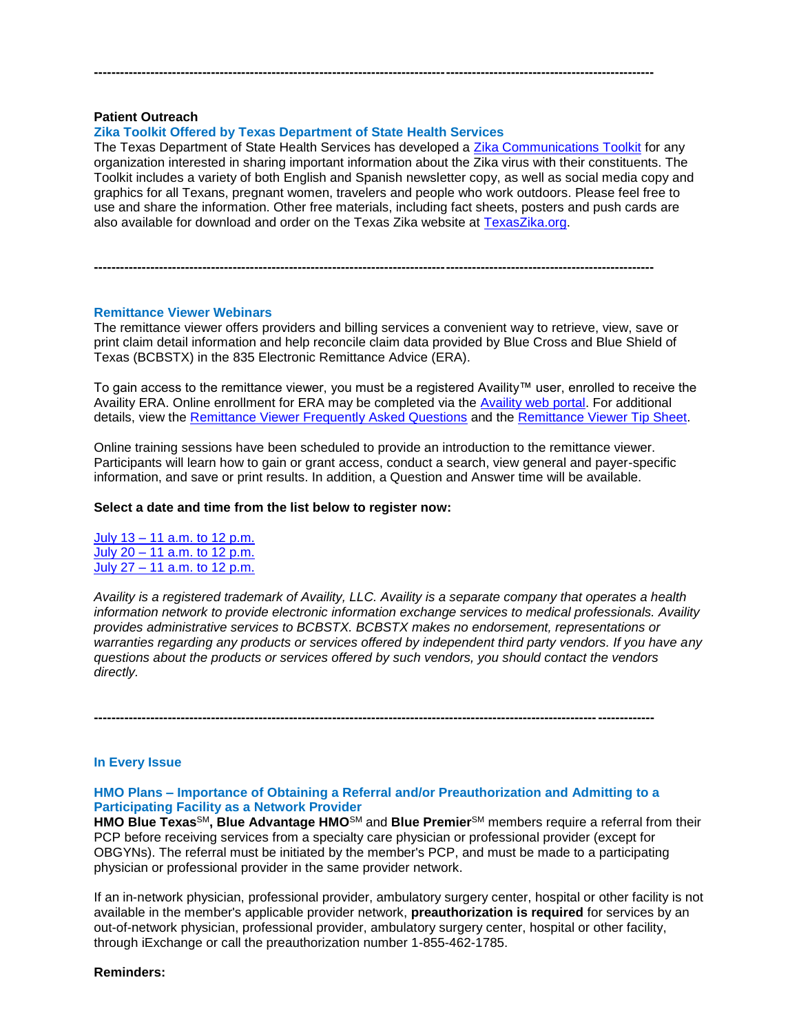---

**Patient Outreach**

### Zika Toolkit Offered by Texas Department of State Health Services

The Texas Department of State Health Services has developed a Zika Communications Toolkit for any organization interested in sharing important information about the Zika virus with their constituents. The Toolkit includes a variety of both English and Spanish newsletter copy, as well as social media copy and graphics for all Texans, pregnant women, travelers and people who work outdoors. Please feel free to use and share the information. Other free materials, including fact sheets, posters and push cards are also available for download and order on the Texas Zika website at TexasZika.org.

---

### Remittance Viewer Webinars

The remittance viewer offers providers and billing services a convenient way to retrieve, view, save or print claim detail information and help reconcile claim data provided by Blue Cross and Blue Shield of Texas (BCBSTX) in the 835 Electronic Remittance Advice (ERA).

To gain access to the remittance viewer, you must be a registered Availity™ user, enrolled to receive the Availity ERA. Online enrollment for ERA may be completed via the Availity web portal. For additional details, view the Remittance Viewer Frequently Asked Questions and the Remittance Viewer Tip Sheet.

Online training sessions have been scheduled to provide an introduction to the remittance viewer. Participants will learn how to gain or grant access, conduct a search, view general and payer-specific information, and save or print results. In addition, a Question and Answer time will be available.

**Select a date and time from the list below to register now:**

July 13 – 11 a.m. to 12 p.m.
July 20 – 11 a.m. to 12 p.m.
July 27 – 11 a.m. to 12 p.m.

*Availity is a registered trademark of Availity, LLC. Availity is a separate company that operates a health information network to provide electronic information exchange services to medical professionals. Availity provides administrative services to BCBSTX. BCBSTX makes no endorsement, representations or warranties regarding any products or services offered by independent third party vendors. If you have any questions about the products or services offered by such vendors, you should contact the vendors directly.*

---

## In Every Issue

### HMO Plans – Importance of Obtaining a Referral and/or Preauthorization and Admitting to a Participating Facility as a Network Provider

**HMO Blue Texas**SM**, Blue Advantage HMO**SM and **Blue Premier**SM members require a referral from their PCP before receiving services from a specialty care physician or professional provider (except for OBGYNs). The referral must be initiated by the member's PCP, and must be made to a participating physician or professional provider in the same provider network.

If an in-network physician, professional provider, ambulatory surgery center, hospital or other facility is not available in the member's applicable provider network, **preauthorization is required** for services by an out-of-network physician, professional provider, ambulatory surgery center, hospital or other facility, through iExchange or call the preauthorization number 1-855-462-1785.

**Reminders:**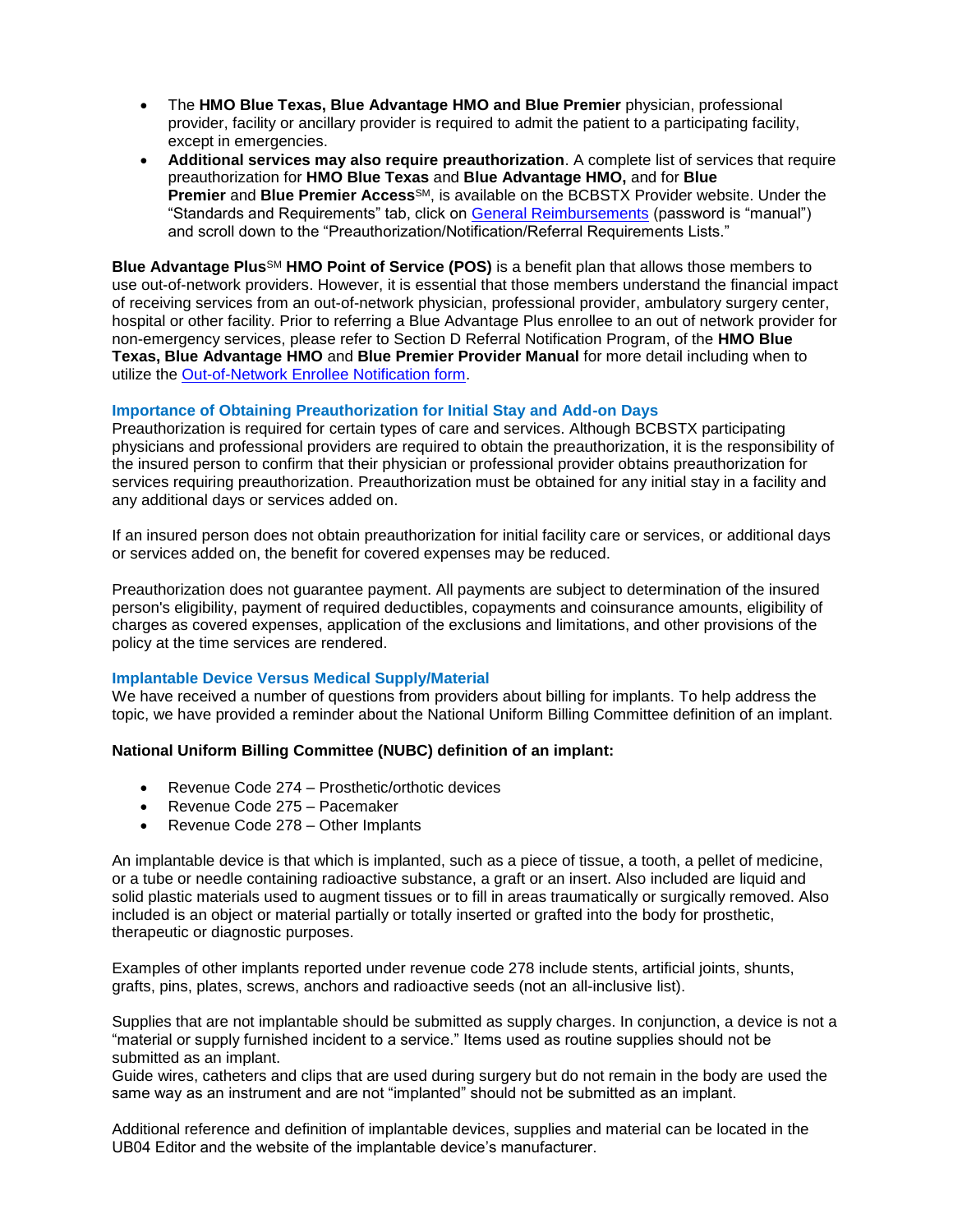- The **HMO Blue Texas, Blue Advantage HMO and Blue Premier** physician, professional provider, facility or ancillary provider is required to admit the patient to a participating facility, except in emergencies.
- **Additional services may also require preauthorization**. A complete list of services that require preauthorization for **HMO Blue Texas** and **Blue Advantage HMO,** and for **Blue Premier** and **Blue Premier Access**SM, is available on the BCBSTX Provider website. Under the "Standards and Requirements" tab, click on [General Reimbursements] (password is "manual") and scroll down to the "Preauthorization/Notification/Referral Requirements Lists."

**Blue Advantage Plus**SM **HMO Point of Service (POS)** is a benefit plan that allows those members to use out-of-network providers. However, it is essential that those members understand the financial impact of receiving services from an out-of-network physician, professional provider, ambulatory surgery center, hospital or other facility. Prior to referring a Blue Advantage Plus enrollee to an out of network provider for non-emergency services, please refer to Section D Referral Notification Program, of the **HMO Blue Texas, Blue Advantage HMO** and **Blue Premier Provider Manual** for more detail including when to utilize the [Out-of-Network Enrollee Notification form].

### Importance of Obtaining Preauthorization for Initial Stay and Add-on Days

Preauthorization is required for certain types of care and services. Although BCBSTX participating physicians and professional providers are required to obtain the preauthorization, it is the responsibility of the insured person to confirm that their physician or professional provider obtains preauthorization for services requiring preauthorization. Preauthorization must be obtained for any initial stay in a facility and any additional days or services added on.

If an insured person does not obtain preauthorization for initial facility care or services, or additional days or services added on, the benefit for covered expenses may be reduced.

Preauthorization does not guarantee payment. All payments are subject to determination of the insured person's eligibility, payment of required deductibles, copayments and coinsurance amounts, eligibility of charges as covered expenses, application of the exclusions and limitations, and other provisions of the policy at the time services are rendered.

### Implantable Device Versus Medical Supply/Material

We have received a number of questions from providers about billing for implants. To help address the topic, we have provided a reminder about the National Uniform Billing Committee definition of an implant.

**National Uniform Billing Committee (NUBC) definition of an implant:**

- Revenue Code 274 – Prosthetic/orthotic devices
- Revenue Code 275 – Pacemaker
- Revenue Code 278 – Other Implants

An implantable device is that which is implanted, such as a piece of tissue, a tooth, a pellet of medicine, or a tube or needle containing radioactive substance, a graft or an insert. Also included are liquid and solid plastic materials used to augment tissues or to fill in areas traumatically or surgically removed. Also included is an object or material partially or totally inserted or grafted into the body for prosthetic, therapeutic or diagnostic purposes.

Examples of other implants reported under revenue code 278 include stents, artificial joints, shunts, grafts, pins, plates, screws, anchors and radioactive seeds (not an all-inclusive list).

Supplies that are not implantable should be submitted as supply charges. In conjunction, a device is not a "material or supply furnished incident to a service." Items used as routine supplies should not be submitted as an implant.

Guide wires, catheters and clips that are used during surgery but do not remain in the body are used the same way as an instrument and are not "implanted" should not be submitted as an implant.

Additional reference and definition of implantable devices, supplies and material can be located in the UB04 Editor and the website of the implantable device's manufacturer.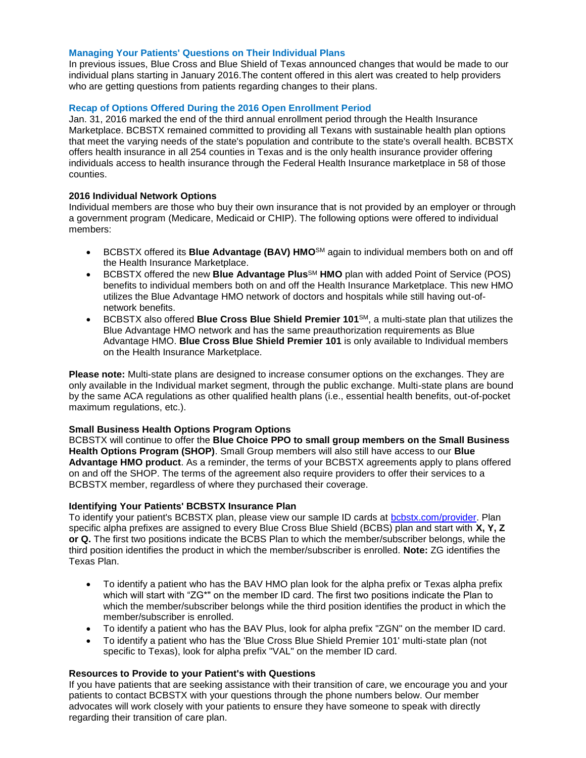## Managing Your Patients' Questions on Their Individual Plans

In previous issues, Blue Cross and Blue Shield of Texas announced changes that would be made to our individual plans starting in January 2016.The content offered in this alert was created to help providers who are getting questions from patients regarding changes to their plans.

## Recap of Options Offered During the 2016 Open Enrollment Period

Jan. 31, 2016 marked the end of the third annual enrollment period through the Health Insurance Marketplace. BCBSTX remained committed to providing all Texans with sustainable health plan options that meet the varying needs of the state's population and contribute to the state's overall health. BCBSTX offers health insurance in all 254 counties in Texas and is the only health insurance provider offering individuals access to health insurance through the Federal Health Insurance marketplace in 58 of those counties.

### 2016 Individual Network Options

Individual members are those who buy their own insurance that is not provided by an employer or through a government program (Medicare, Medicaid or CHIP). The following options were offered to individual members:

- BCBSTX offered its **Blue Advantage (BAV) HMO**SM again to individual members both on and off the Health Insurance Marketplace.
- BCBSTX offered the new **Blue Advantage Plus**SM **HMO** plan with added Point of Service (POS) benefits to individual members both on and off the Health Insurance Marketplace. This new HMO utilizes the Blue Advantage HMO network of doctors and hospitals while still having out-of-network benefits.
- BCBSTX also offered **Blue Cross Blue Shield Premier 101**SM, a multi-state plan that utilizes the Blue Advantage HMO network and has the same preauthorization requirements as Blue Advantage HMO. **Blue Cross Blue Shield Premier 101** is only available to Individual members on the Health Insurance Marketplace.

**Please note:** Multi-state plans are designed to increase consumer options on the exchanges. They are only available in the Individual market segment, through the public exchange. Multi-state plans are bound by the same ACA regulations as other qualified health plans (i.e., essential health benefits, out-of-pocket maximum regulations, etc.).

### Small Business Health Options Program Options

BCBSTX will continue to offer the **Blue Choice PPO to small group members on the Small Business Health Options Program (SHOP)**. Small Group members will also still have access to our **Blue Advantage HMO product**. As a reminder, the terms of your BCBSTX agreements apply to plans offered on and off the SHOP. The terms of the agreement also require providers to offer their services to a BCBSTX member, regardless of where they purchased their coverage.

### Identifying Your Patients' BCBSTX Insurance Plan

To identify your patient's BCBSTX plan, please view our sample ID cards at [bcbstx.com/provider](bcbstx.com/provider). Plan specific alpha prefixes are assigned to every Blue Cross Blue Shield (BCBS) plan and start with **X, Y, Z or Q.** The first two positions indicate the BCBS Plan to which the member/subscriber belongs, while the third position identifies the product in which the member/subscriber is enrolled. **Note:** ZG identifies the Texas Plan.

- To identify a patient who has the BAV HMO plan look for the alpha prefix or Texas alpha prefix which will start with "ZG*" on the member ID card. The first two positions indicate the Plan to which the member/subscriber belongs while the third position identifies the product in which the member/subscriber is enrolled.
- To identify a patient who has the BAV Plus, look for alpha prefix "ZGN" on the member ID card.
- To identify a patient who has the 'Blue Cross Blue Shield Premier 101' multi-state plan (not specific to Texas), look for alpha prefix "VAL" on the member ID card.

### Resources to Provide to your Patient's with Questions

If you have patients that are seeking assistance with their transition of care, we encourage you and your patients to contact BCBSTX with your questions through the phone numbers below. Our member advocates will work closely with your patients to ensure they have someone to speak with directly regarding their transition of care plan.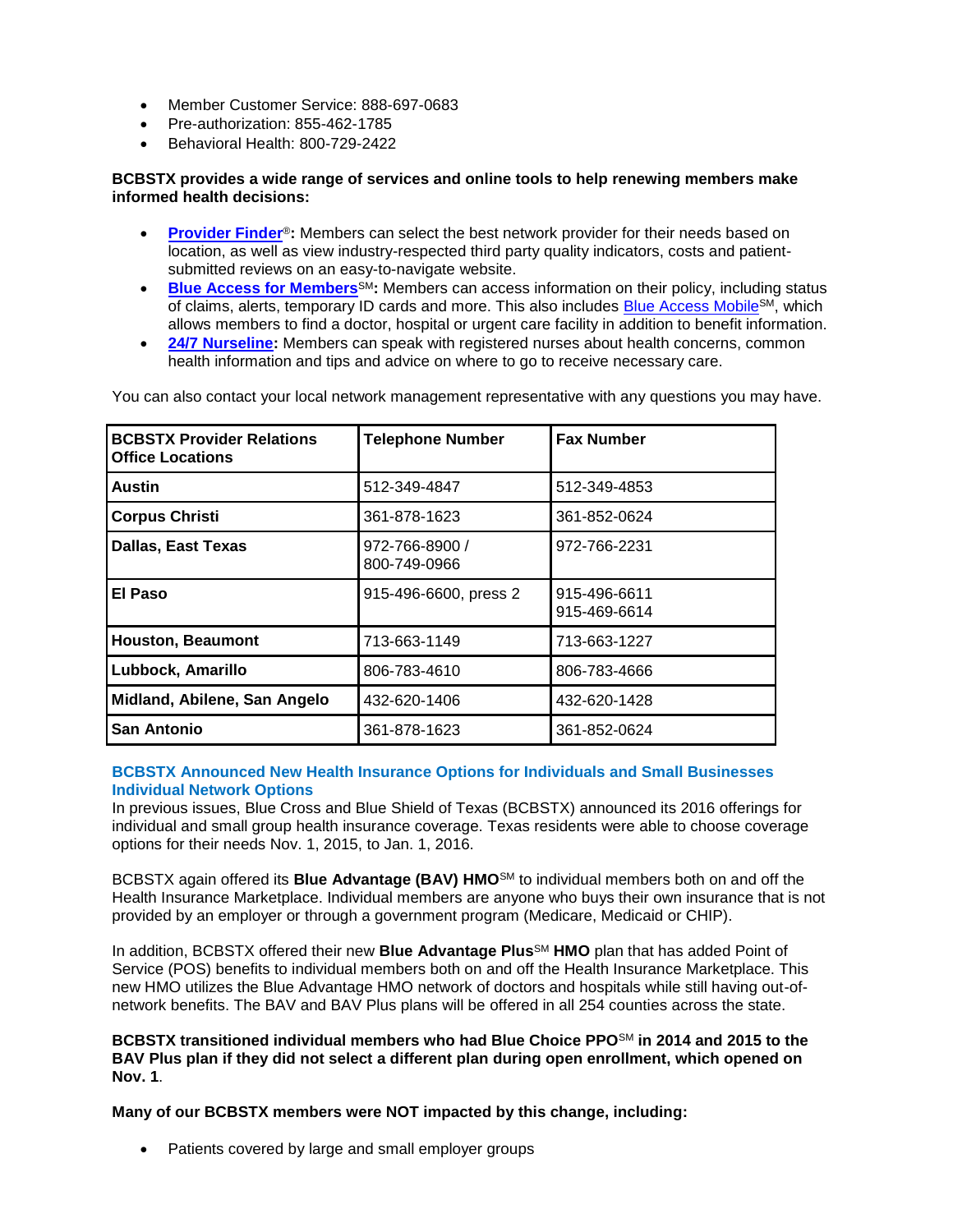- Member Customer Service: 888-697-0683
- Pre-authorization: 855-462-1785
- Behavioral Health: 800-729-2422

**BCBSTX provides a wide range of services and online tools to help renewing members make informed health decisions:**

- **Provider Finder®:** Members can select the best network provider for their needs based on location, as well as view industry-respected third party quality indicators, costs and patient-submitted reviews on an easy-to-navigate website.
- **Blue Access for Members℠:** Members can access information on their policy, including status of claims, alerts, temporary ID cards and more. This also includes Blue Access Mobile℠, which allows members to find a doctor, hospital or urgent care facility in addition to benefit information.
- **24/7 Nurseline:** Members can speak with registered nurses about health concerns, common health information and tips and advice on where to go to receive necessary care.

You can also contact your local network management representative with any questions you may have.

| BCBSTX Provider Relations Office Locations | Telephone Number | Fax Number |
|---|---|---|
| **Austin** | 512-349-4847 | 512-349-4853 |
| **Corpus Christi** | 361-878-1623 | 361-852-0624 |
| **Dallas, East Texas** | 972-766-8900 / 800-749-0966 | 972-766-2231 |
| **El Paso** | 915-496-6600, press 2 | 915-496-6611 915-469-6614 |
| **Houston, Beaumont** | 713-663-1149 | 713-663-1227 |
| **Lubbock, Amarillo** | 806-783-4610 | 806-783-4666 |
| **Midland, Abilene, San Angelo** | 432-620-1406 | 432-620-1428 |
| **San Antonio** | 361-878-1623 | 361-852-0624 |

## BCBSTX Announced New Health Insurance Options for Individuals and Small Businesses

### Individual Network Options

In previous issues, Blue Cross and Blue Shield of Texas (BCBSTX) announced its 2016 offerings for individual and small group health insurance coverage. Texas residents were able to choose coverage options for their needs Nov. 1, 2015, to Jan. 1, 2016.

BCBSTX again offered its **Blue Advantage (BAV) HMO℠** to individual members both on and off the Health Insurance Marketplace. Individual members are anyone who buys their own insurance that is not provided by an employer or through a government program (Medicare, Medicaid or CHIP).

In addition, BCBSTX offered their new **Blue Advantage Plus℠ HMO** plan that has added Point of Service (POS) benefits to individual members both on and off the Health Insurance Marketplace. This new HMO utilizes the Blue Advantage HMO network of doctors and hospitals while still having out-of-network benefits. The BAV and BAV Plus plans will be offered in all 254 counties across the state.

**BCBSTX transitioned individual members who had Blue Choice PPO℠ in 2014 and 2015 to the BAV Plus plan if they did not select a different plan during open enrollment, which opened on Nov. 1**.

**Many of our BCBSTX members were NOT impacted by this change, including:**

- Patients covered by large and small employer groups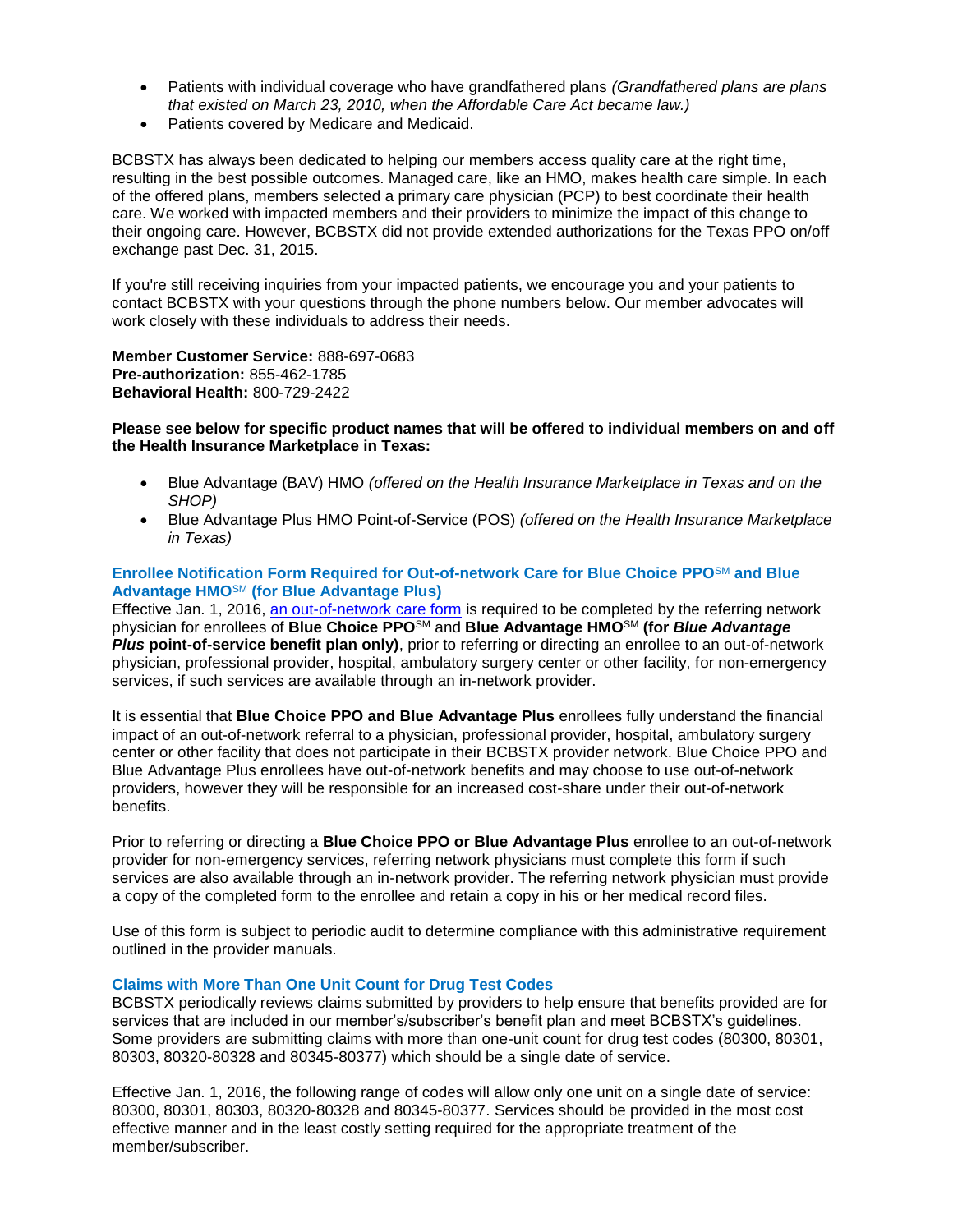- Patients with individual coverage who have grandfathered plans *(Grandfathered plans are plans that existed on March 23, 2010, when the Affordable Care Act became law.)*
- Patients covered by Medicare and Medicaid.

BCBSTX has always been dedicated to helping our members access quality care at the right time, resulting in the best possible outcomes. Managed care, like an HMO, makes health care simple. In each of the offered plans, members selected a primary care physician (PCP) to best coordinate their health care. We worked with impacted members and their providers to minimize the impact of this change to their ongoing care. However, BCBSTX did not provide extended authorizations for the Texas PPO on/off exchange past Dec. 31, 2015.

If you're still receiving inquiries from your impacted patients, we encourage you and your patients to contact BCBSTX with your questions through the phone numbers below. Our member advocates will work closely with these individuals to address their needs.

**Member Customer Service:** 888-697-0683
**Pre-authorization:** 855-462-1785
**Behavioral Health:** 800-729-2422

**Please see below for specific product names that will be offered to individual members on and off the Health Insurance Marketplace in Texas:**

- Blue Advantage (BAV) HMO *(offered on the Health Insurance Marketplace in Texas and on the SHOP)*
- Blue Advantage Plus HMO Point-of-Service (POS) *(offered on the Health Insurance Marketplace in Texas)*

### Enrollee Notification Form Required for Out-of-network Care for Blue Choice PPO℠ and Blue Advantage HMO℠ (for Blue Advantage Plus)

Effective Jan. 1, 2016, an out-of-network care form is required to be completed by the referring network physician for enrollees of **Blue Choice PPO**℠ and **Blue Advantage HMO**℠ **(for *Blue Advantage Plus* point-of-service benefit plan only)**, prior to referring or directing an enrollee to an out-of-network physician, professional provider, hospital, ambulatory surgery center or other facility, for non-emergency services, if such services are available through an in-network provider.

It is essential that **Blue Choice PPO and Blue Advantage Plus** enrollees fully understand the financial impact of an out-of-network referral to a physician, professional provider, hospital, ambulatory surgery center or other facility that does not participate in their BCBSTX provider network. Blue Choice PPO and Blue Advantage Plus enrollees have out-of-network benefits and may choose to use out-of-network providers, however they will be responsible for an increased cost-share under their out-of-network benefits.

Prior to referring or directing a **Blue Choice PPO or Blue Advantage Plus** enrollee to an out-of-network provider for non-emergency services, referring network physicians must complete this form if such services are also available through an in-network provider. The referring network physician must provide a copy of the completed form to the enrollee and retain a copy in his or her medical record files.

Use of this form is subject to periodic audit to determine compliance with this administrative requirement outlined in the provider manuals.

### Claims with More Than One Unit Count for Drug Test Codes

BCBSTX periodically reviews claims submitted by providers to help ensure that benefits provided are for services that are included in our member's/subscriber's benefit plan and meet BCBSTX's guidelines. Some providers are submitting claims with more than one-unit count for drug test codes (80300, 80301, 80303, 80320-80328 and 80345-80377) which should be a single date of service.

Effective Jan. 1, 2016, the following range of codes will allow only one unit on a single date of service: 80300, 80301, 80303, 80320-80328 and 80345-80377. Services should be provided in the most cost effective manner and in the least costly setting required for the appropriate treatment of the member/subscriber.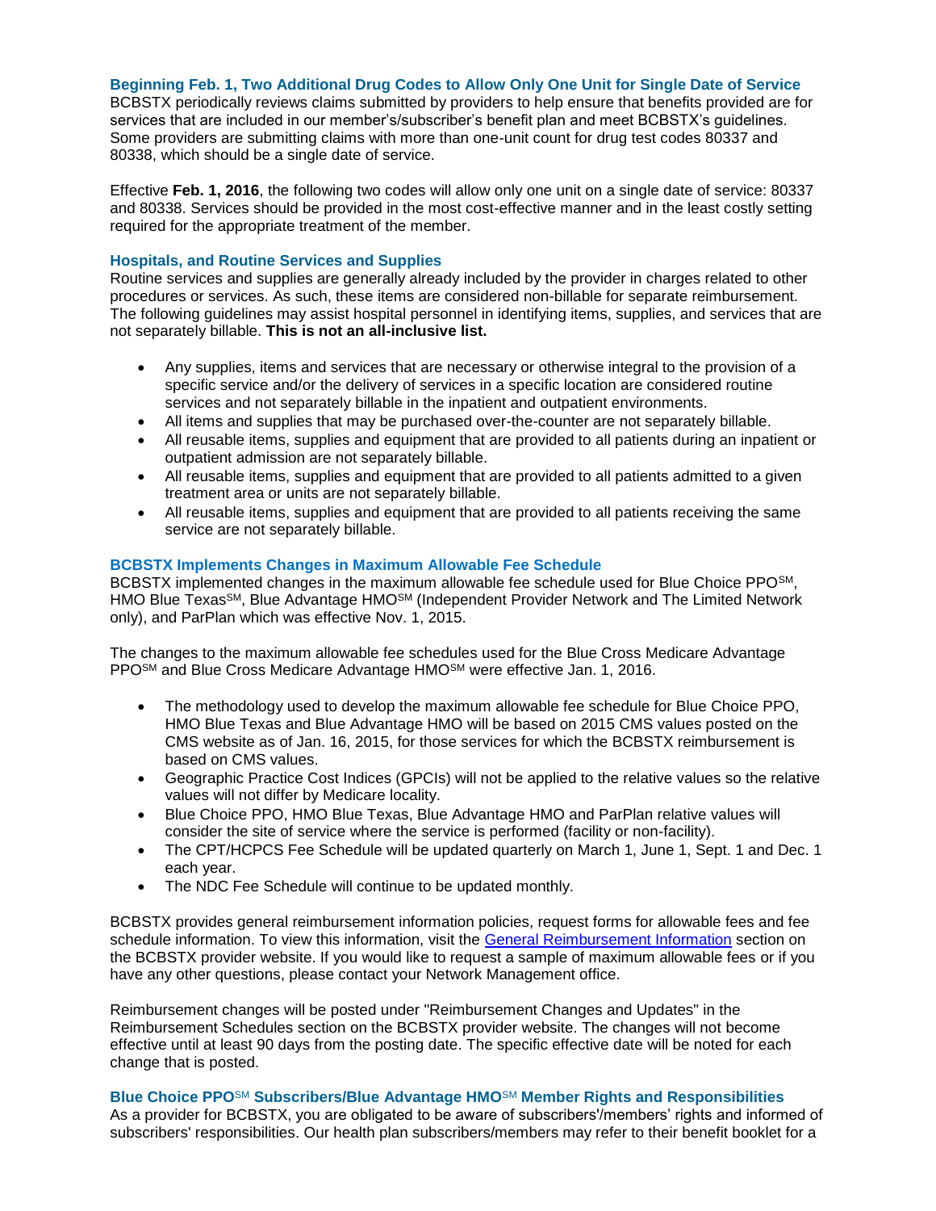### Beginning Feb. 1, Two Additional Drug Codes to Allow Only One Unit for Single Date of Service

BCBSTX periodically reviews claims submitted by providers to help ensure that benefits provided are for services that are included in our member's/subscriber's benefit plan and meet BCBSTX's guidelines. Some providers are submitting claims with more than one-unit count for drug test codes 80337 and 80338, which should be a single date of service.

Effective **Feb. 1, 2016**, the following two codes will allow only one unit on a single date of service: 80337 and 80338. Services should be provided in the most cost-effective manner and in the least costly setting required for the appropriate treatment of the member.

### Hospitals, and Routine Services and Supplies

Routine services and supplies are generally already included by the provider in charges related to other procedures or services. As such, these items are considered non-billable for separate reimbursement. The following guidelines may assist hospital personnel in identifying items, supplies, and services that are not separately billable. **This is not an all-inclusive list.**

- Any supplies, items and services that are necessary or otherwise integral to the provision of a specific service and/or the delivery of services in a specific location are considered routine services and not separately billable in the inpatient and outpatient environments.
- All items and supplies that may be purchased over-the-counter are not separately billable.
- All reusable items, supplies and equipment that are provided to all patients during an inpatient or outpatient admission are not separately billable.
- All reusable items, supplies and equipment that are provided to all patients admitted to a given treatment area or units are not separately billable.
- All reusable items, supplies and equipment that are provided to all patients receiving the same service are not separately billable.

### BCBSTX Implements Changes in Maximum Allowable Fee Schedule

BCBSTX implemented changes in the maximum allowable fee schedule used for Blue Choice PPO℠, HMO Blue Texas℠, Blue Advantage HMO℠ (Independent Provider Network and The Limited Network only), and ParPlan which was effective Nov. 1, 2015.

The changes to the maximum allowable fee schedules used for the Blue Cross Medicare Advantage PPO℠ and Blue Cross Medicare Advantage HMO℠ were effective Jan. 1, 2016.

- The methodology used to develop the maximum allowable fee schedule for Blue Choice PPO, HMO Blue Texas and Blue Advantage HMO will be based on 2015 CMS values posted on the CMS website as of Jan. 16, 2015, for those services for which the BCBSTX reimbursement is based on CMS values.
- Geographic Practice Cost Indices (GPCIs) will not be applied to the relative values so the relative values will not differ by Medicare locality.
- Blue Choice PPO, HMO Blue Texas, Blue Advantage HMO and ParPlan relative values will consider the site of service where the service is performed (facility or non-facility).
- The CPT/HCPCS Fee Schedule will be updated quarterly on March 1, June 1, Sept. 1 and Dec. 1 each year.
- The NDC Fee Schedule will continue to be updated monthly.

BCBSTX provides general reimbursement information policies, request forms for allowable fees and fee schedule information. To view this information, visit the General Reimbursement Information section on the BCBSTX provider website. If you would like to request a sample of maximum allowable fees or if you have any other questions, please contact your Network Management office.

Reimbursement changes will be posted under "Reimbursement Changes and Updates" in the Reimbursement Schedules section on the BCBSTX provider website. The changes will not become effective until at least 90 days from the posting date. The specific effective date will be noted for each change that is posted.

### Blue Choice PPO℠ Subscribers/Blue Advantage HMO℠ Member Rights and Responsibilities

As a provider for BCBSTX, you are obligated to be aware of subscribers'/members' rights and informed of subscribers' responsibilities. Our health plan subscribers/members may refer to their benefit booklet for a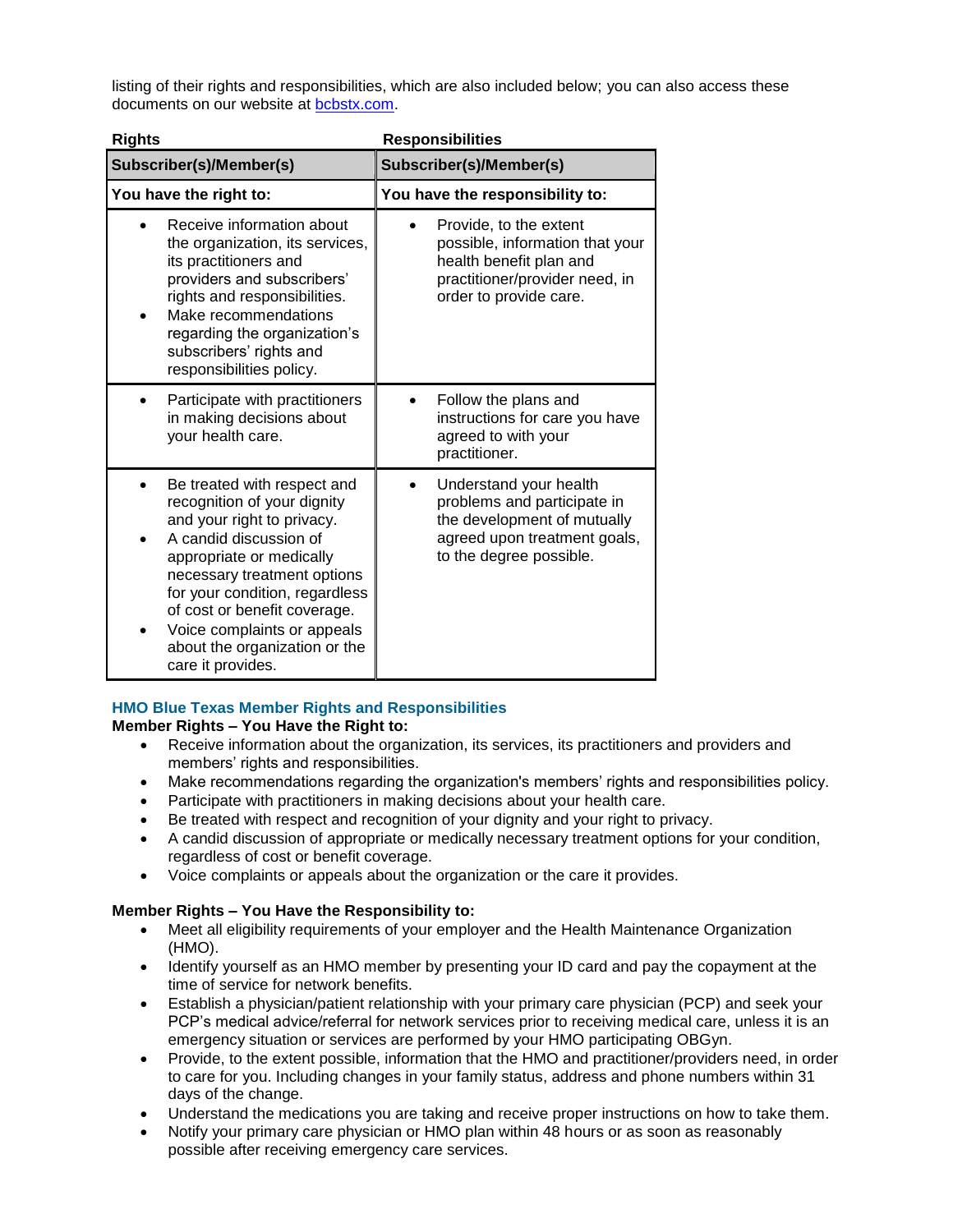listing of their rights and responsibilities, which are also included below; you can also access these documents on our website at bcbstx.com.

| **Rights** | **Responsibilities** |
|---|---|
| **Subscriber(s)/Member(s)** | **Subscriber(s)/Member(s)** |
| **You have the right to:** | **You have the responsibility to:** |
| • Receive information about the organization, its services, its practitioners and providers and subscribers' rights and responsibilities.<br>• Make recommendations regarding the organization's subscribers' rights and responsibilities policy. | • Provide, to the extent possible, information that your health benefit plan and practitioner/provider need, in order to provide care. |
| • Participate with practitioners in making decisions about your health care. | • Follow the plans and instructions for care you have agreed to with your practitioner. |
| • Be treated with respect and recognition of your dignity and your right to privacy.<br>• A candid discussion of appropriate or medically necessary treatment options for your condition, regardless of cost or benefit coverage.<br>• Voice complaints or appeals about the organization or the care it provides. | • Understand your health problems and participate in the development of mutually agreed upon treatment goals, to the degree possible. |

### HMO Blue Texas Member Rights and Responsibilities

**Member Rights – You Have the Right to:**

- Receive information about the organization, its services, its practitioners and providers and members' rights and responsibilities.
- Make recommendations regarding the organization's members' rights and responsibilities policy.
- Participate with practitioners in making decisions about your health care.
- Be treated with respect and recognition of your dignity and your right to privacy.
- A candid discussion of appropriate or medically necessary treatment options for your condition, regardless of cost or benefit coverage.
- Voice complaints or appeals about the organization or the care it provides.

**Member Rights – You Have the Responsibility to:**

- Meet all eligibility requirements of your employer and the Health Maintenance Organization (HMO).
- Identify yourself as an HMO member by presenting your ID card and pay the copayment at the time of service for network benefits.
- Establish a physician/patient relationship with your primary care physician (PCP) and seek your PCP's medical advice/referral for network services prior to receiving medical care, unless it is an emergency situation or services are performed by your HMO participating OBGyn.
- Provide, to the extent possible, information that the HMO and practitioner/providers need, in order to care for you. Including changes in your family status, address and phone numbers within 31 days of the change.
- Understand the medications you are taking and receive proper instructions on how to take them.
- Notify your primary care physician or HMO plan within 48 hours or as soon as reasonably possible after receiving emergency care services.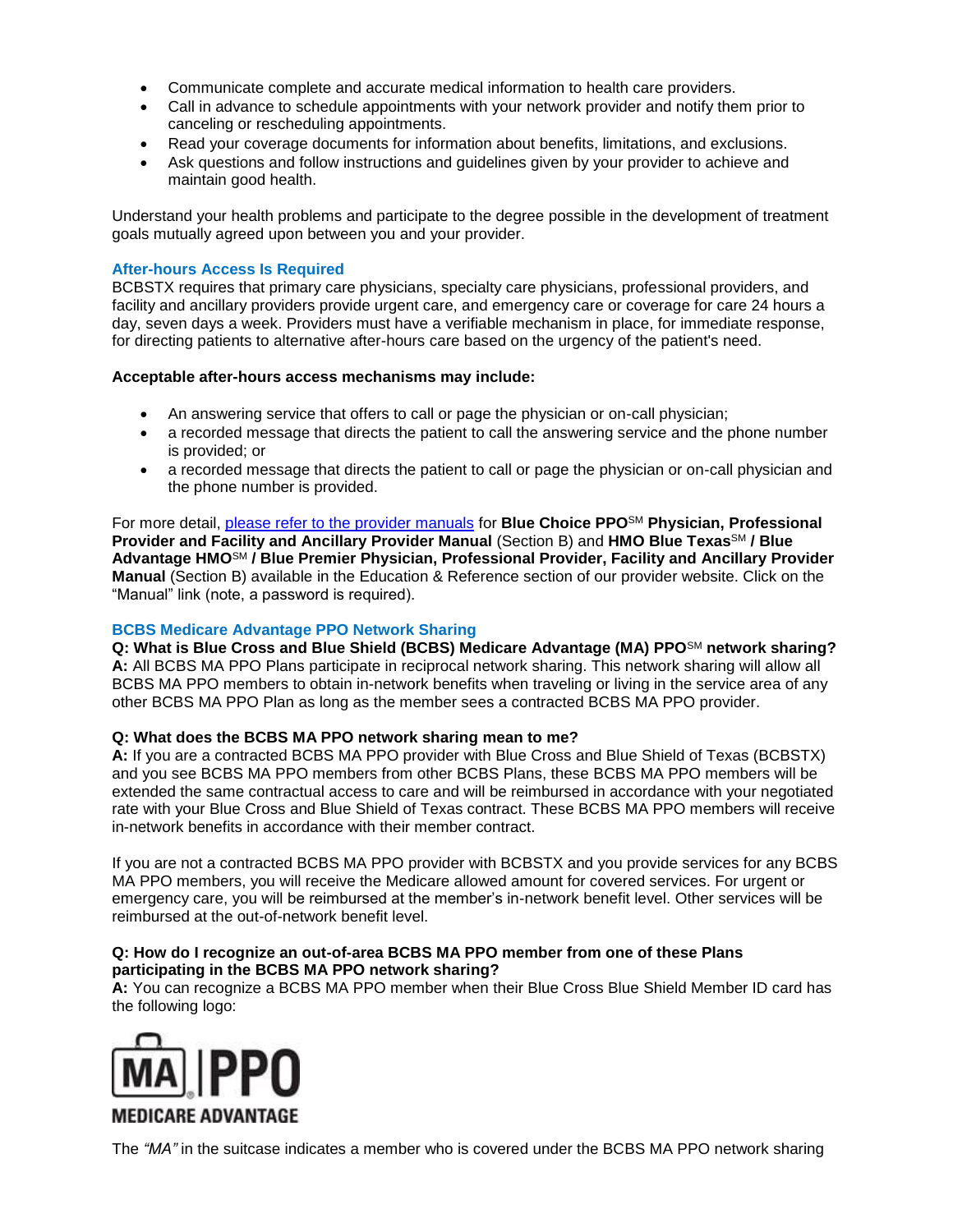- Communicate complete and accurate medical information to health care providers.
- Call in advance to schedule appointments with your network provider and notify them prior to canceling or rescheduling appointments.
- Read your coverage documents for information about benefits, limitations, and exclusions.
- Ask questions and follow instructions and guidelines given by your provider to achieve and maintain good health.

Understand your health problems and participate to the degree possible in the development of treatment goals mutually agreed upon between you and your provider.

### After-hours Access Is Required

BCBSTX requires that primary care physicians, specialty care physicians, professional providers, and facility and ancillary providers provide urgent care, and emergency care or coverage for care 24 hours a day, seven days a week. Providers must have a verifiable mechanism in place, for immediate response, for directing patients to alternative after-hours care based on the urgency of the patient's need.

**Acceptable after-hours access mechanisms may include:**

- An answering service that offers to call or page the physician or on-call physician;
- a recorded message that directs the patient to call the answering service and the phone number is provided; or
- a recorded message that directs the patient to call or page the physician or on-call physician and the phone number is provided.

For more detail, please refer to the provider manuals for **Blue Choice PPO℠ Physician, Professional Provider and Facility and Ancillary Provider Manual** (Section B) and **HMO Blue Texas℠ / Blue Advantage HMO℠ / Blue Premier Physician, Professional Provider, Facility and Ancillary Provider Manual** (Section B) available in the Education & Reference section of our provider website. Click on the "Manual" link (note, a password is required).

### BCBS Medicare Advantage PPO Network Sharing

**Q: What is Blue Cross and Blue Shield (BCBS) Medicare Advantage (MA) PPO℠ network sharing?**
**A:** All BCBS MA PPO Plans participate in reciprocal network sharing. This network sharing will allow all BCBS MA PPO members to obtain in-network benefits when traveling or living in the service area of any other BCBS MA PPO Plan as long as the member sees a contracted BCBS MA PPO provider.

**Q: What does the BCBS MA PPO network sharing mean to me?**
**A:** If you are a contracted BCBS MA PPO provider with Blue Cross and Blue Shield of Texas (BCBSTX) and you see BCBS MA PPO members from other BCBS Plans, these BCBS MA PPO members will be extended the same contractual access to care and will be reimbursed in accordance with your negotiated rate with your Blue Cross and Blue Shield of Texas contract. These BCBS MA PPO members will receive in-network benefits in accordance with their member contract.

If you are not a contracted BCBS MA PPO provider with BCBSTX and you provide services for any BCBS MA PPO members, you will receive the Medicare allowed amount for covered services. For urgent or emergency care, you will be reimbursed at the member's in-network benefit level. Other services will be reimbursed at the out-of-network benefit level.

**Q: How do I recognize an out-of-area BCBS MA PPO member from one of these Plans participating in the BCBS MA PPO network sharing?**
**A:** You can recognize a BCBS MA PPO member when their Blue Cross Blue Shield Member ID card has the following logo:

MA | PPO
MEDICARE ADVANTAGE

The *"MA"* in the suitcase indicates a member who is covered under the BCBS MA PPO network sharing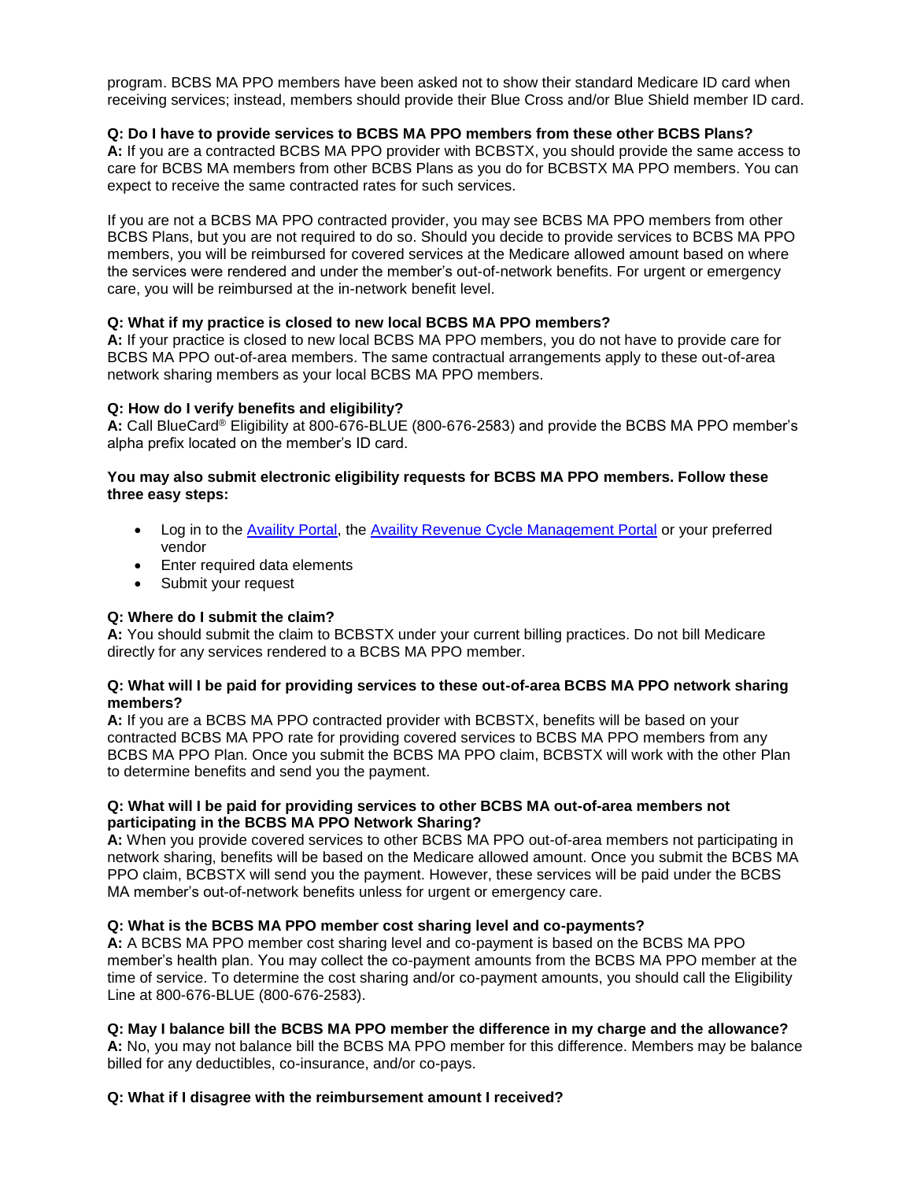program. BCBS MA PPO members have been asked not to show their standard Medicare ID card when receiving services; instead, members should provide their Blue Cross and/or Blue Shield member ID card.

**Q: Do I have to provide services to BCBS MA PPO members from these other BCBS Plans?**
**A:** If you are a contracted BCBS MA PPO provider with BCBSTX, you should provide the same access to care for BCBS MA members from other BCBS Plans as you do for BCBSTX MA PPO members. You can expect to receive the same contracted rates for such services.

If you are not a BCBS MA PPO contracted provider, you may see BCBS MA PPO members from other BCBS Plans, but you are not required to do so. Should you decide to provide services to BCBS MA PPO members, you will be reimbursed for covered services at the Medicare allowed amount based on where the services were rendered and under the member's out-of-network benefits. For urgent or emergency care, you will be reimbursed at the in-network benefit level.

**Q: What if my practice is closed to new local BCBS MA PPO members?**
**A:** If your practice is closed to new local BCBS MA PPO members, you do not have to provide care for BCBS MA PPO out-of-area members. The same contractual arrangements apply to these out-of-area network sharing members as your local BCBS MA PPO members.

**Q: How do I verify benefits and eligibility?**
**A:** Call BlueCard® Eligibility at 800-676-BLUE (800-676-2583) and provide the BCBS MA PPO member's alpha prefix located on the member's ID card.

**You may also submit electronic eligibility requests for BCBS MA PPO members. Follow these three easy steps:**

- Log in to the Availity Portal, the Availity Revenue Cycle Management Portal or your preferred vendor
- Enter required data elements
- Submit your request

**Q: Where do I submit the claim?**
**A:** You should submit the claim to BCBSTX under your current billing practices. Do not bill Medicare directly for any services rendered to a BCBS MA PPO member.

**Q: What will I be paid for providing services to these out-of-area BCBS MA PPO network sharing members?**
**A:** If you are a BCBS MA PPO contracted provider with BCBSTX, benefits will be based on your contracted BCBS MA PPO rate for providing covered services to BCBS MA PPO members from any BCBS MA PPO Plan. Once you submit the BCBS MA PPO claim, BCBSTX will work with the other Plan to determine benefits and send you the payment.

**Q: What will I be paid for providing services to other BCBS MA out-of-area members not participating in the BCBS MA PPO Network Sharing?**
**A:** When you provide covered services to other BCBS MA PPO out-of-area members not participating in network sharing, benefits will be based on the Medicare allowed amount. Once you submit the BCBS MA PPO claim, BCBSTX will send you the payment. However, these services will be paid under the BCBS MA member's out-of-network benefits unless for urgent or emergency care.

**Q: What is the BCBS MA PPO member cost sharing level and co-payments?**
**A:** A BCBS MA PPO member cost sharing level and co-payment is based on the BCBS MA PPO member's health plan. You may collect the co-payment amounts from the BCBS MA PPO member at the time of service. To determine the cost sharing and/or co-payment amounts, you should call the Eligibility Line at 800-676-BLUE (800-676-2583).

**Q: May I balance bill the BCBS MA PPO member the difference in my charge and the allowance?**
**A:** No, you may not balance bill the BCBS MA PPO member for this difference. Members may be balance billed for any deductibles, co-insurance, and/or co-pays.

**Q: What if I disagree with the reimbursement amount I received?**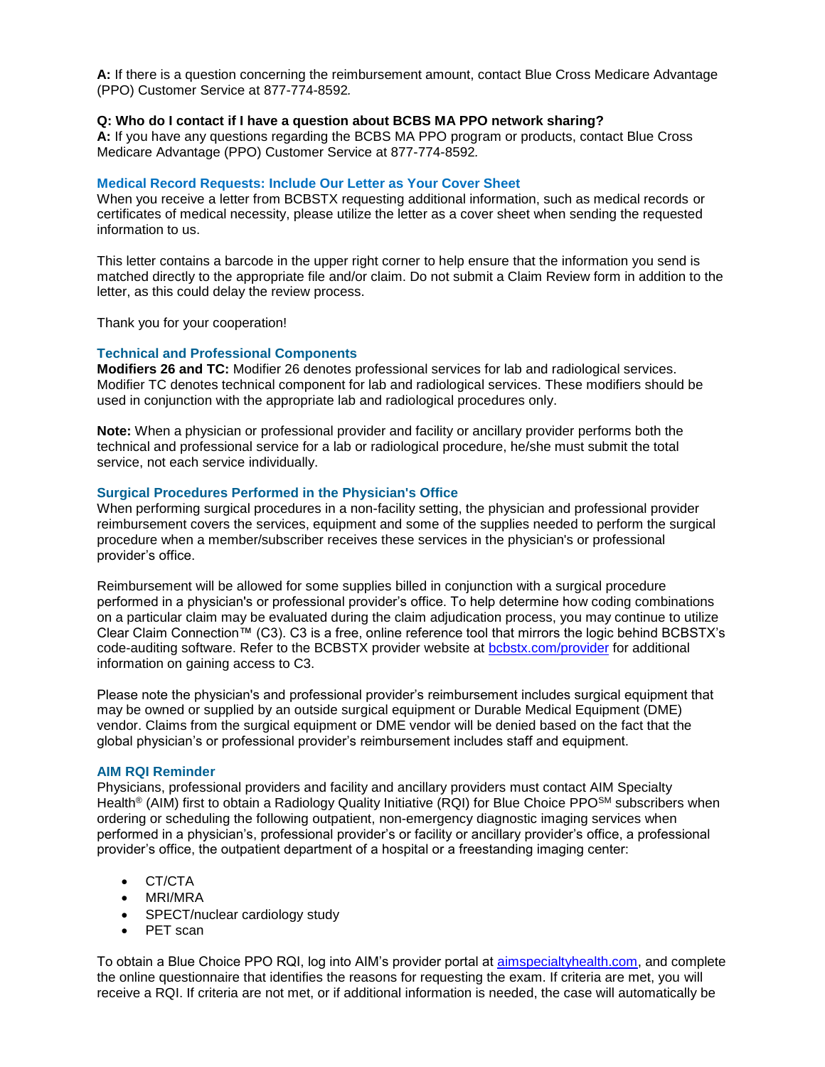**A:** If there is a question concerning the reimbursement amount, contact Blue Cross Medicare Advantage (PPO) Customer Service at 877-774-8592*.*

**Q: Who do I contact if I have a question about BCBS MA PPO network sharing?**
**A:** If you have any questions regarding the BCBS MA PPO program or products, contact Blue Cross Medicare Advantage (PPO) Customer Service at 877-774-8592*.*

### Medical Record Requests: Include Our Letter as Your Cover Sheet

When you receive a letter from BCBSTX requesting additional information, such as medical records or certificates of medical necessity, please utilize the letter as a cover sheet when sending the requested information to us.

This letter contains a barcode in the upper right corner to help ensure that the information you send is matched directly to the appropriate file and/or claim. Do not submit a Claim Review form in addition to the letter, as this could delay the review process.

Thank you for your cooperation!

### Technical and Professional Components

**Modifiers 26 and TC:** Modifier 26 denotes professional services for lab and radiological services. Modifier TC denotes technical component for lab and radiological services. These modifiers should be used in conjunction with the appropriate lab and radiological procedures only.

**Note:** When a physician or professional provider and facility or ancillary provider performs both the technical and professional service for a lab or radiological procedure, he/she must submit the total service, not each service individually.

### Surgical Procedures Performed in the Physician's Office

When performing surgical procedures in a non-facility setting, the physician and professional provider reimbursement covers the services, equipment and some of the supplies needed to perform the surgical procedure when a member/subscriber receives these services in the physician's or professional provider's office.

Reimbursement will be allowed for some supplies billed in conjunction with a surgical procedure performed in a physician's or professional provider's office. To help determine how coding combinations on a particular claim may be evaluated during the claim adjudication process, you may continue to utilize Clear Claim Connection™ (C3). C3 is a free, online reference tool that mirrors the logic behind BCBSTX's code-auditing software. Refer to the BCBSTX provider website at bcbstx.com/provider for additional information on gaining access to C3.

Please note the physician's and professional provider's reimbursement includes surgical equipment that may be owned or supplied by an outside surgical equipment or Durable Medical Equipment (DME) vendor. Claims from the surgical equipment or DME vendor will be denied based on the fact that the global physician's or professional provider's reimbursement includes staff and equipment.

### AIM RQI Reminder

Physicians, professional providers and facility and ancillary providers must contact AIM Specialty Health® (AIM) first to obtain a Radiology Quality Initiative (RQI) for Blue Choice PPO℠ subscribers when ordering or scheduling the following outpatient, non-emergency diagnostic imaging services when performed in a physician's, professional provider's or facility or ancillary provider's office, a professional provider's office, the outpatient department of a hospital or a freestanding imaging center:

- CT/CTA
- MRI/MRA
- SPECT/nuclear cardiology study
- PET scan

To obtain a Blue Choice PPO RQI, log into AIM's provider portal at aimspecialtyhealth.com, and complete the online questionnaire that identifies the reasons for requesting the exam. If criteria are met, you will receive a RQI. If criteria are not met, or if additional information is needed, the case will automatically be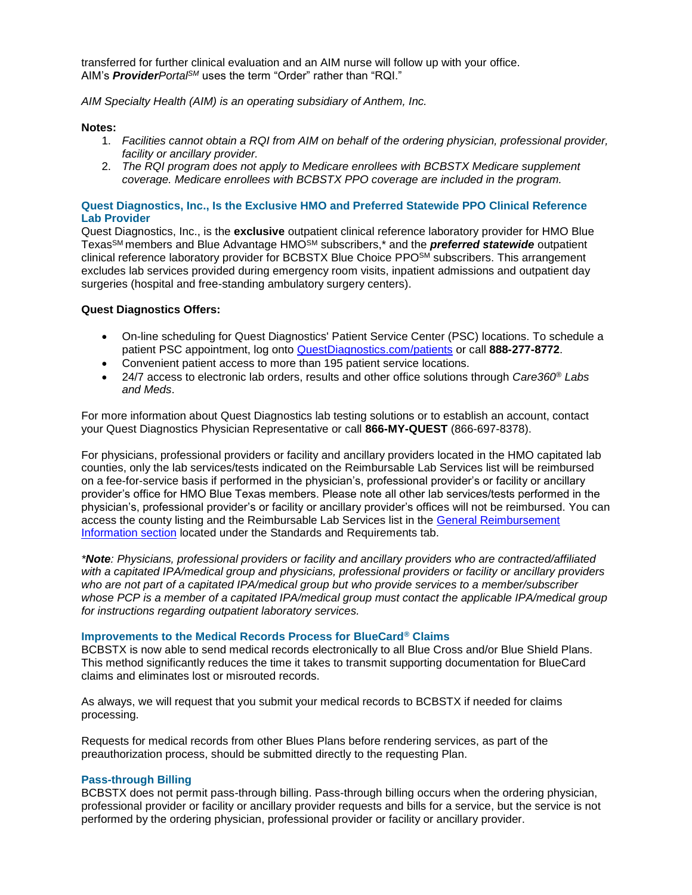transferred for further clinical evaluation and an AIM nurse will follow up with your office. AIM's ***Provider****Portal*[SM] uses the term "Order" rather than "RQI."

*AIM Specialty Health (AIM) is an operating subsidiary of Anthem, Inc.*

**Notes:**

1. *Facilities cannot obtain a RQI from AIM on behalf of the ordering physician, professional provider, facility or ancillary provider.*
2. *The RQI program does not apply to Medicare enrollees with BCBSTX Medicare supplement coverage. Medicare enrollees with BCBSTX PPO coverage are included in the program.*

### Quest Diagnostics, Inc., Is the Exclusive HMO and Preferred Statewide PPO Clinical Reference Lab Provider

Quest Diagnostics, Inc., is the **exclusive** outpatient clinical reference laboratory provider for HMO Blue Texas[SM] members and Blue Advantage HMO[SM] subscribers,* and the ***preferred statewide*** outpatient clinical reference laboratory provider for BCBSTX Blue Choice PPO[SM] subscribers. This arrangement excludes lab services provided during emergency room visits, inpatient admissions and outpatient day surgeries (hospital and free-standing ambulatory surgery centers).

**Quest Diagnostics Offers:**

- On-line scheduling for Quest Diagnostics' Patient Service Center (PSC) locations. To schedule a patient PSC appointment, log onto [QuestDiagnostics.com/patients](QuestDiagnostics.com/patients) or call **888-277-8772**.
- Convenient patient access to more than 195 patient service locations.
- 24/7 access to electronic lab orders, results and other office solutions through *Care360® Labs and Meds*.

For more information about Quest Diagnostics lab testing solutions or to establish an account, contact your Quest Diagnostics Physician Representative or call **866-MY-QUEST** (866-697-8378).

For physicians, professional providers or facility and ancillary providers located in the HMO capitated lab counties, only the lab services/tests indicated on the Reimbursable Lab Services list will be reimbursed on a fee-for-service basis if performed in the physician's, professional provider's or facility or ancillary provider's office for HMO Blue Texas members. Please note all other lab services/tests performed in the physician's, professional provider's or facility or ancillary provider's offices will not be reimbursed. You can access the county listing and the Reimbursable Lab Services list in the [General Reimbursement Information section](General Reimbursement Information section) located under the Standards and Requirements tab.

**Note*: Physicians, professional providers or facility and ancillary providers who are contracted/affiliated with a capitated IPA/medical group and physicians, professional providers or facility or ancillary providers who are not part of a capitated IPA/medical group but who provide services to a member/subscriber whose PCP is a member of a capitated IPA/medical group must contact the applicable IPA/medical group for instructions regarding outpatient laboratory services.*

### Improvements to the Medical Records Process for BlueCard® Claims

BCBSTX is now able to send medical records electronically to all Blue Cross and/or Blue Shield Plans. This method significantly reduces the time it takes to transmit supporting documentation for BlueCard claims and eliminates lost or misrouted records.

As always, we will request that you submit your medical records to BCBSTX if needed for claims processing.

Requests for medical records from other Blues Plans before rendering services, as part of the preauthorization process, should be submitted directly to the requesting Plan.

### Pass-through Billing

BCBSTX does not permit pass-through billing. Pass-through billing occurs when the ordering physician, professional provider or facility or ancillary provider requests and bills for a service, but the service is not performed by the ordering physician, professional provider or facility or ancillary provider.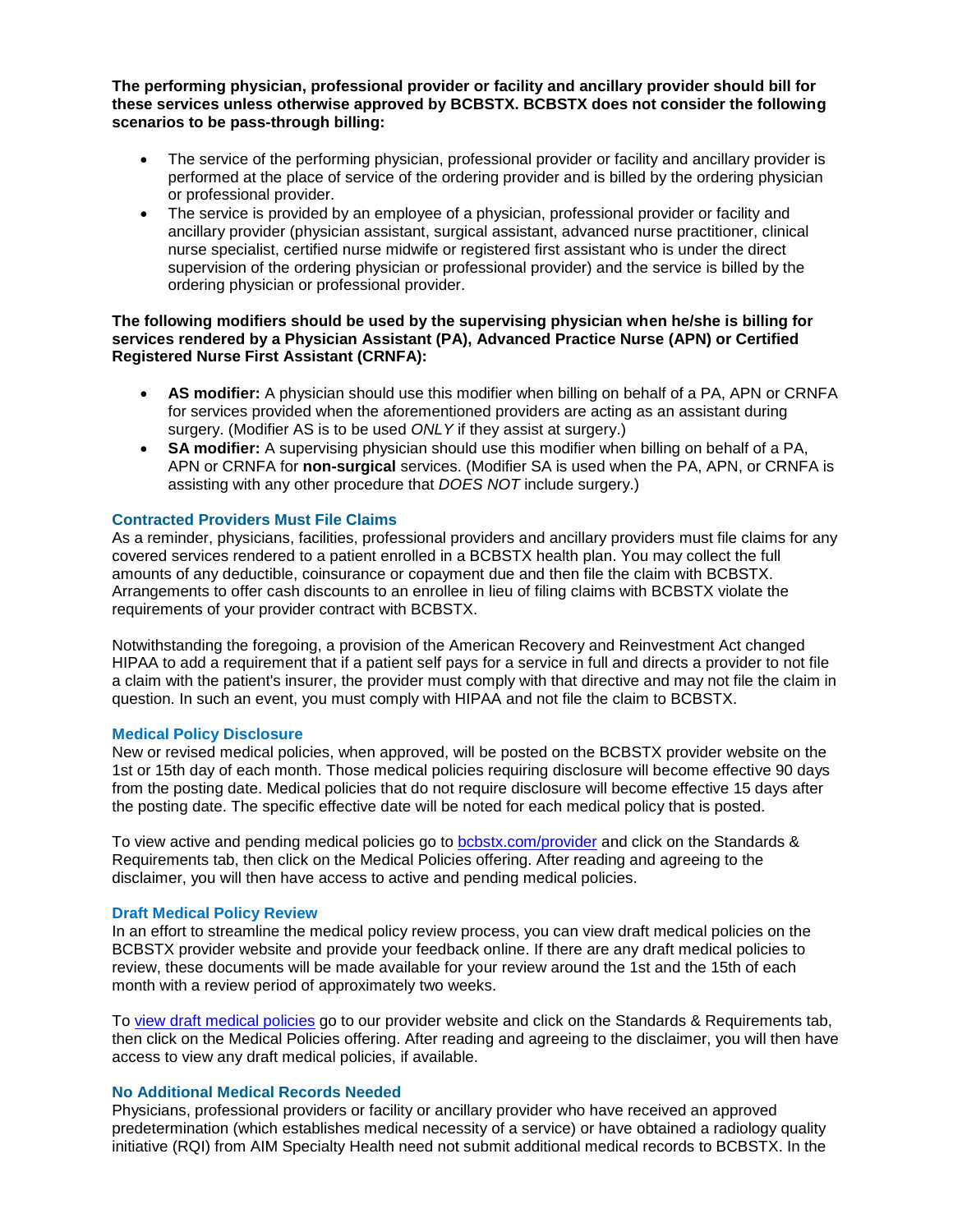**The performing physician, professional provider or facility and ancillary provider should bill for these services unless otherwise approved by BCBSTX. BCBSTX does not consider the following scenarios to be pass-through billing:**

- The service of the performing physician, professional provider or facility and ancillary provider is performed at the place of service of the ordering provider and is billed by the ordering physician or professional provider.
- The service is provided by an employee of a physician, professional provider or facility and ancillary provider (physician assistant, surgical assistant, advanced nurse practitioner, clinical nurse specialist, certified nurse midwife or registered first assistant who is under the direct supervision of the ordering physician or professional provider) and the service is billed by the ordering physician or professional provider.

**The following modifiers should be used by the supervising physician when he/she is billing for services rendered by a Physician Assistant (PA), Advanced Practice Nurse (APN) or Certified Registered Nurse First Assistant (CRNFA):**

- **AS modifier:** A physician should use this modifier when billing on behalf of a PA, APN or CRNFA for services provided when the aforementioned providers are acting as an assistant during surgery. (Modifier AS is to be used *ONLY* if they assist at surgery.)
- **SA modifier:** A supervising physician should use this modifier when billing on behalf of a PA, APN or CRNFA for **non-surgical** services. (Modifier SA is used when the PA, APN, or CRNFA is assisting with any other procedure that *DOES NOT* include surgery.)

### Contracted Providers Must File Claims

As a reminder, physicians, facilities, professional providers and ancillary providers must file claims for any covered services rendered to a patient enrolled in a BCBSTX health plan. You may collect the full amounts of any deductible, coinsurance or copayment due and then file the claim with BCBSTX. Arrangements to offer cash discounts to an enrollee in lieu of filing claims with BCBSTX violate the requirements of your provider contract with BCBSTX.

Notwithstanding the foregoing, a provision of the American Recovery and Reinvestment Act changed HIPAA to add a requirement that if a patient self pays for a service in full and directs a provider to not file a claim with the patient's insurer, the provider must comply with that directive and may not file the claim in question. In such an event, you must comply with HIPAA and not file the claim to BCBSTX.

### Medical Policy Disclosure

New or revised medical policies, when approved, will be posted on the BCBSTX provider website on the 1st or 15th day of each month. Those medical policies requiring disclosure will become effective 90 days from the posting date. Medical policies that do not require disclosure will become effective 15 days after the posting date. The specific effective date will be noted for each medical policy that is posted.

To view active and pending medical policies go to bcbstx.com/provider and click on the Standards & Requirements tab, then click on the Medical Policies offering. After reading and agreeing to the disclaimer, you will then have access to active and pending medical policies.

### Draft Medical Policy Review

In an effort to streamline the medical policy review process, you can view draft medical policies on the BCBSTX provider website and provide your feedback online. If there are any draft medical policies to review, these documents will be made available for your review around the 1st and the 15th of each month with a review period of approximately two weeks.

To view draft medical policies go to our provider website and click on the Standards & Requirements tab, then click on the Medical Policies offering. After reading and agreeing to the disclaimer, you will then have access to view any draft medical policies, if available.

### No Additional Medical Records Needed

Physicians, professional providers or facility or ancillary provider who have received an approved predetermination (which establishes medical necessity of a service) or have obtained a radiology quality initiative (RQI) from AIM Specialty Health need not submit additional medical records to BCBSTX. In the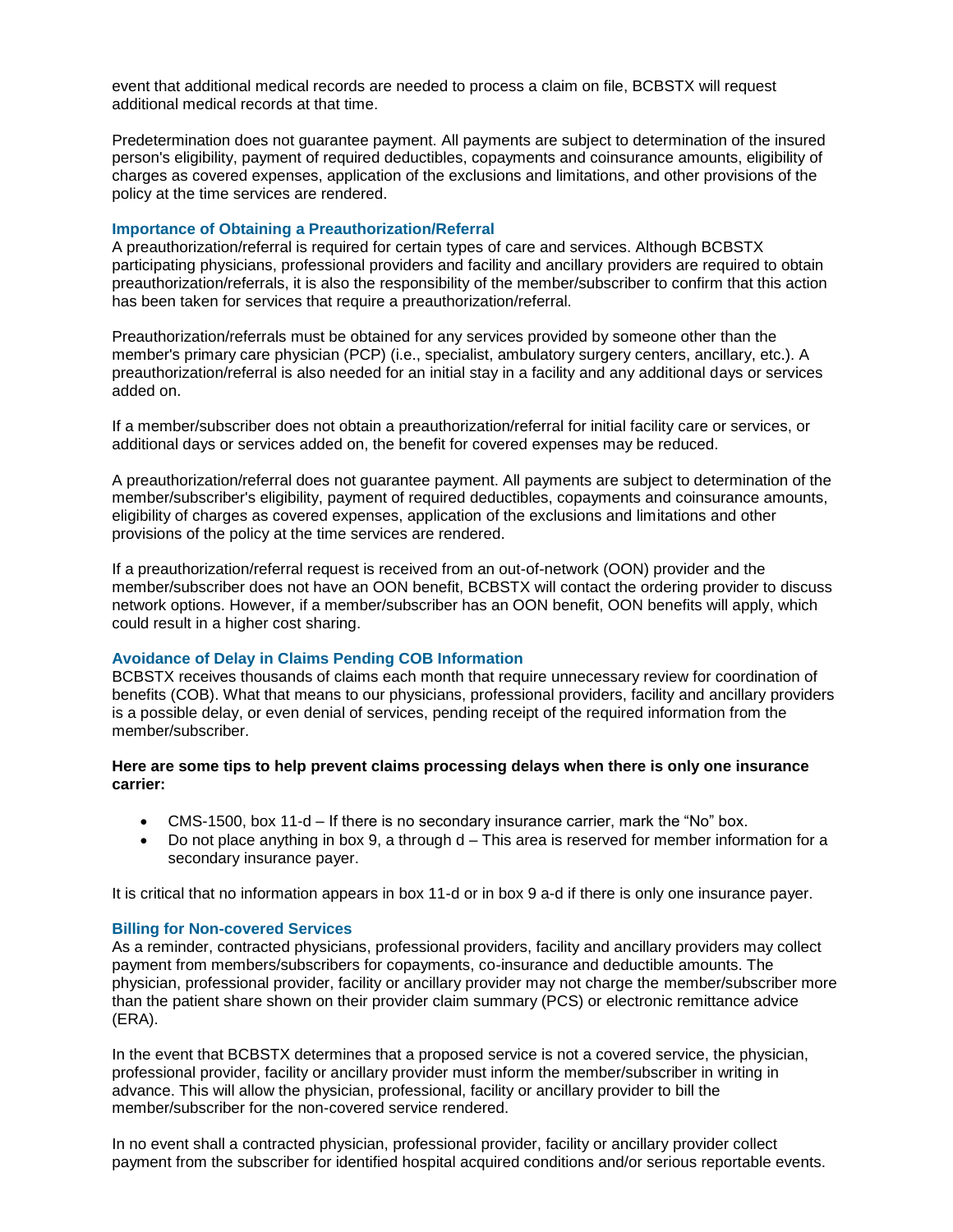event that additional medical records are needed to process a claim on file, BCBSTX will request additional medical records at that time.

Predetermination does not guarantee payment. All payments are subject to determination of the insured person's eligibility, payment of required deductibles, copayments and coinsurance amounts, eligibility of charges as covered expenses, application of the exclusions and limitations, and other provisions of the policy at the time services are rendered.

### Importance of Obtaining a Preauthorization/Referral

A preauthorization/referral is required for certain types of care and services. Although BCBSTX participating physicians, professional providers and facility and ancillary providers are required to obtain preauthorization/referrals, it is also the responsibility of the member/subscriber to confirm that this action has been taken for services that require a preauthorization/referral.

Preauthorization/referrals must be obtained for any services provided by someone other than the member's primary care physician (PCP) (i.e., specialist, ambulatory surgery centers, ancillary, etc.). A preauthorization/referral is also needed for an initial stay in a facility and any additional days or services added on.

If a member/subscriber does not obtain a preauthorization/referral for initial facility care or services, or additional days or services added on, the benefit for covered expenses may be reduced.

A preauthorization/referral does not guarantee payment. All payments are subject to determination of the member/subscriber's eligibility, payment of required deductibles, copayments and coinsurance amounts, eligibility of charges as covered expenses, application of the exclusions and limitations and other provisions of the policy at the time services are rendered.

If a preauthorization/referral request is received from an out-of-network (OON) provider and the member/subscriber does not have an OON benefit, BCBSTX will contact the ordering provider to discuss network options. However, if a member/subscriber has an OON benefit, OON benefits will apply, which could result in a higher cost sharing.

### Avoidance of Delay in Claims Pending COB Information

BCBSTX receives thousands of claims each month that require unnecessary review for coordination of benefits (COB). What that means to our physicians, professional providers, facility and ancillary providers is a possible delay, or even denial of services, pending receipt of the required information from the member/subscriber.

**Here are some tips to help prevent claims processing delays when there is only one insurance carrier:**

- CMS-1500, box 11-d – If there is no secondary insurance carrier, mark the “No” box.
- Do not place anything in box 9, a through d – This area is reserved for member information for a secondary insurance payer.

It is critical that no information appears in box 11-d or in box 9 a-d if there is only one insurance payer.

### Billing for Non-covered Services

As a reminder, contracted physicians, professional providers, facility and ancillary providers may collect payment from members/subscribers for copayments, co-insurance and deductible amounts. The physician, professional provider, facility or ancillary provider may not charge the member/subscriber more than the patient share shown on their provider claim summary (PCS) or electronic remittance advice (ERA).

In the event that BCBSTX determines that a proposed service is not a covered service, the physician, professional provider, facility or ancillary provider must inform the member/subscriber in writing in advance. This will allow the physician, professional, facility or ancillary provider to bill the member/subscriber for the non-covered service rendered.

In no event shall a contracted physician, professional provider, facility or ancillary provider collect payment from the subscriber for identified hospital acquired conditions and/or serious reportable events.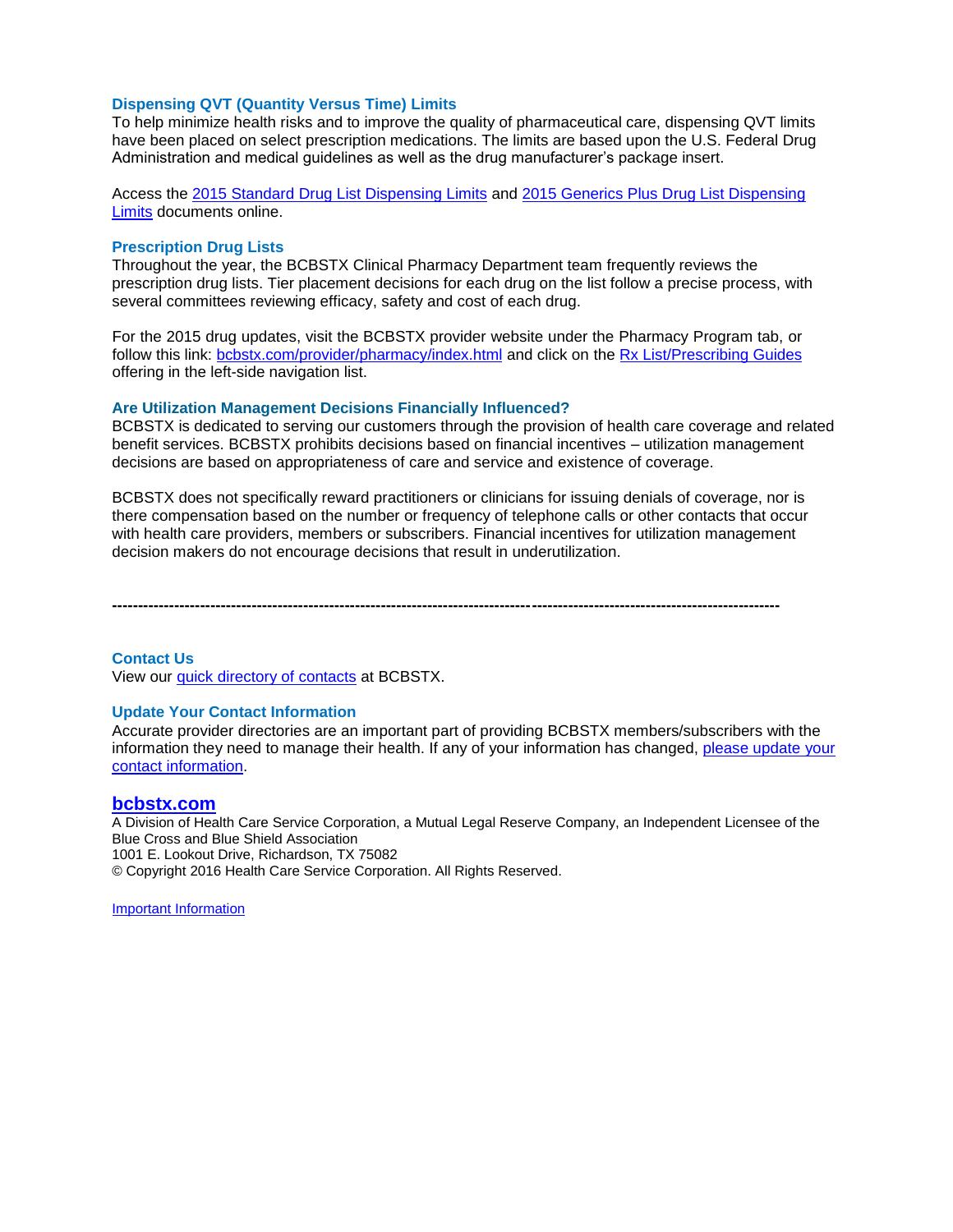### Dispensing QVT (Quantity Versus Time) Limits

To help minimize health risks and to improve the quality of pharmaceutical care, dispensing QVT limits have been placed on select prescription medications. The limits are based upon the U.S. Federal Drug Administration and medical guidelines as well as the drug manufacturer's package insert.

Access the 2015 Standard Drug List Dispensing Limits and 2015 Generics Plus Drug List Dispensing Limits documents online.

### Prescription Drug Lists

Throughout the year, the BCBSTX Clinical Pharmacy Department team frequently reviews the prescription drug lists. Tier placement decisions for each drug on the list follow a precise process, with several committees reviewing efficacy, safety and cost of each drug.

For the 2015 drug updates, visit the BCBSTX provider website under the Pharmacy Program tab, or follow this link: bcbstx.com/provider/pharmacy/index.html and click on the Rx List/Prescribing Guides offering in the left-side navigation list.

### Are Utilization Management Decisions Financially Influenced?

BCBSTX is dedicated to serving our customers through the provision of health care coverage and related benefit services. BCBSTX prohibits decisions based on financial incentives – utilization management decisions are based on appropriateness of care and service and existence of coverage.

BCBSTX does not specifically reward practitioners or clinicians for issuing denials of coverage, nor is there compensation based on the number or frequency of telephone calls or other contacts that occur with health care providers, members or subscribers. Financial incentives for utilization management decision makers do not encourage decisions that result in underutilization.

---

### Contact Us

View our quick directory of contacts at BCBSTX.

### Update Your Contact Information

Accurate provider directories are an important part of providing BCBSTX members/subscribers with the information they need to manage their health. If any of your information has changed, please update your contact information.

**bcbstx.com**

A Division of Health Care Service Corporation, a Mutual Legal Reserve Company, an Independent Licensee of the Blue Cross and Blue Shield Association
1001 E. Lookout Drive, Richardson, TX 75082
© Copyright 2016 Health Care Service Corporation. All Rights Reserved.

Important Information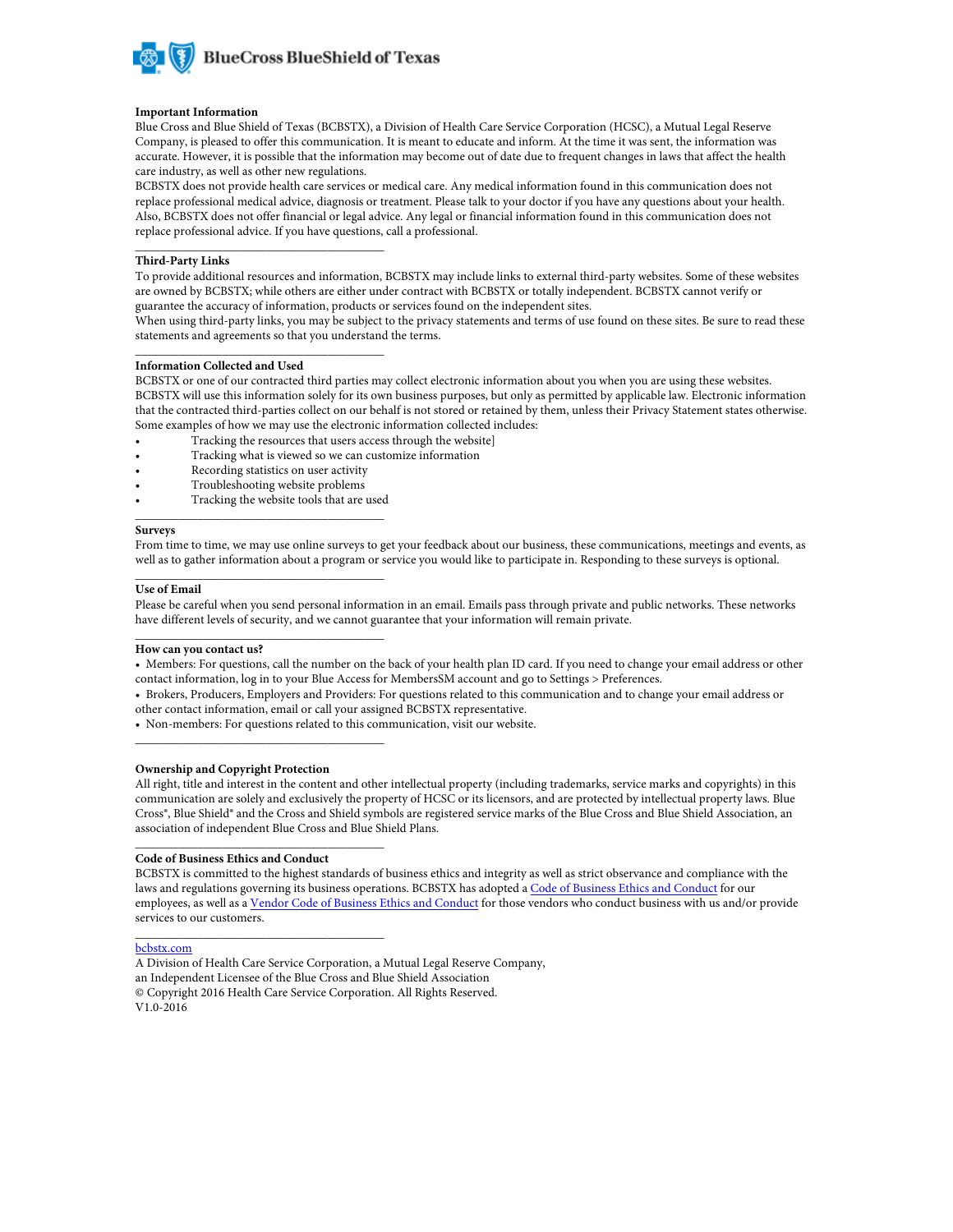BlueCross BlueShield of Texas

**Important Information**

Blue Cross and Blue Shield of Texas (BCBSTX), a Division of Health Care Service Corporation (HCSC), a Mutual Legal Reserve Company, is pleased to offer this communication. It is meant to educate and inform. At the time it was sent, the information was accurate. However, it is possible that the information may become out of date due to frequent changes in laws that affect the health care industry, as well as other new regulations.

BCBSTX does not provide health care services or medical care. Any medical information found in this communication does not replace professional medical advice, diagnosis or treatment. Please talk to your doctor if you have any questions about your health. Also, BCBSTX does not offer financial or legal advice. Any legal or financial information found in this communication does not replace professional advice. If you have questions, call a professional.

---

**Third-Party Links**

To provide additional resources and information, BCBSTX may include links to external third-party websites. Some of these websites are owned by BCBSTX; while others are either under contract with BCBSTX or totally independent. BCBSTX cannot verify or guarantee the accuracy of information, products or services found on the independent sites.

When using third-party links, you may be subject to the privacy statements and terms of use found on these sites. Be sure to read these statements and agreements so that you understand the terms.

---

**Information Collected and Used**

BCBSTX or one of our contracted third parties may collect electronic information about you when you are using these websites. BCBSTX will use this information solely for its own business purposes, but only as permitted by applicable law. Electronic information that the contracted third-parties collect on our behalf is not stored or retained by them, unless their Privacy Statement states otherwise. Some examples of how we may use the electronic information collected includes:

- Tracking the resources that users access through the website]
- Tracking what is viewed so we can customize information
- Recording statistics on user activity
- Troubleshooting website problems
- Tracking the website tools that are used

---

**Surveys**

From time to time, we may use online surveys to get your feedback about our business, these communications, meetings and events, as well as to gather information about a program or service you would like to participate in. Responding to these surveys is optional.

---

**Use of Email**

Please be careful when you send personal information in an email. Emails pass through private and public networks. These networks have different levels of security, and we cannot guarantee that your information will remain private.

---

**How can you contact us?**

- Members: For questions, call the number on the back of your health plan ID card. If you need to change your email address or other contact information, log in to your Blue Access for MembersSM account and go to Settings > Preferences.
- Brokers, Producers, Employers and Providers: For questions related to this communication and to change your email address or other contact information, email or call your assigned BCBSTX representative.
- Non-members: For questions related to this communication, visit our website.

---

**Ownership and Copyright Protection**

All right, title and interest in the content and other intellectual property (including trademarks, service marks and copyrights) in this communication are solely and exclusively the property of HCSC or its licensors, and are protected by intellectual property laws. Blue Cross®, Blue Shield® and the Cross and Shield symbols are registered service marks of the Blue Cross and Blue Shield Association, an association of independent Blue Cross and Blue Shield Plans.

---

**Code of Business Ethics and Conduct**

BCBSTX is committed to the highest standards of business ethics and integrity as well as strict observance and compliance with the laws and regulations governing its business operations. BCBSTX has adopted a Code of Business Ethics and Conduct for our employees, as well as a Vendor Code of Business Ethics and Conduct for those vendors who conduct business with us and/or provide services to our customers.

---

bcbstx.com
A Division of Health Care Service Corporation, a Mutual Legal Reserve Company,
an Independent Licensee of the Blue Cross and Blue Shield Association
© Copyright 2016 Health Care Service Corporation. All Rights Reserved.
V1.0-2016